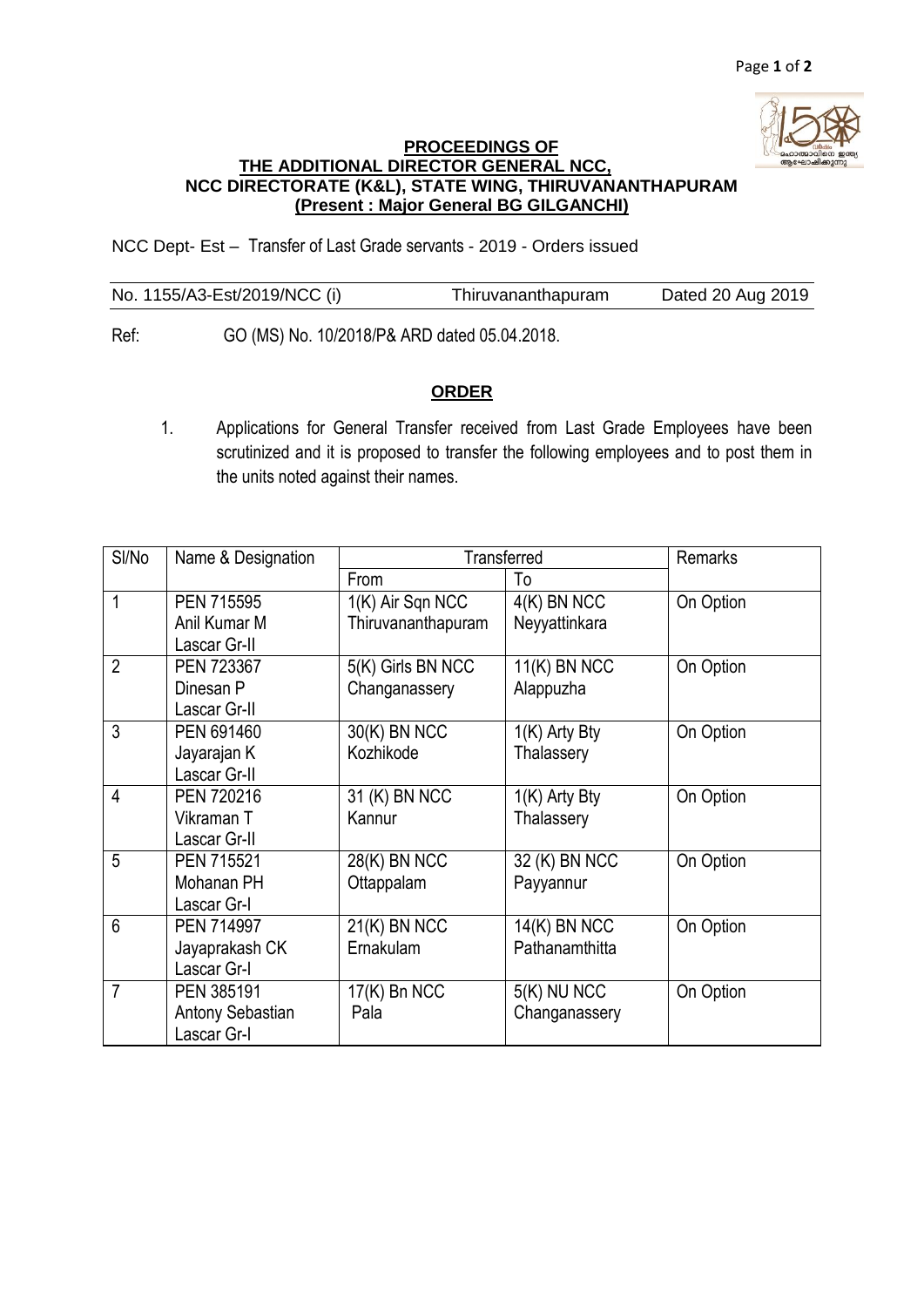**PROCEEDINGS OF**
**THE ADDITIONAL DIRECTOR GENERAL NCC,**
**NCC DIRECTORATE (K&L), STATE WING, THIRUVANANTHAPURAM**
**(Present : Major General BG GILGANCHI)**

NCC Dept- Est – Transfer of Last Grade servants - 2019 - Orders issued

No. 1155/A3-Est/2019/NCC (i) Thiruvananthapuram Dated 20 Aug 2019

Ref: GO (MS) No. 10/2018/P& ARD dated 05.04.2018.

## ORDER

1. Applications for General Transfer received from Last Grade Employees have been scrutinized and it is proposed to transfer the following employees and to post them in the units noted against their names.

| Sl/No | Name & Designation | Transferred | | Remarks |
|---|---|---|---|---|
| | | From | To | |
| 1 | PEN 715595 Anil Kumar M Lascar Gr-II | 1(K) Air Sqn NCC Thiruvananthapuram | 4(K) BN NCC Neyyattinkara | On Option |
| 2 | PEN 723367 Dinesan P Lascar Gr-II | 5(K) Girls BN NCC Changanassery | 11(K) BN NCC Alappuzha | On Option |
| 3 | PEN 691460 Jayarajan K Lascar Gr-II | 30(K) BN NCC Kozhikode | 1(K) Arty Bty Thalassery | On Option |
| 4 | PEN 720216 Vikraman T Lascar Gr-II | 31 (K) BN NCC Kannur | 1(K) Arty Bty Thalassery | On Option |
| 5 | PEN 715521 Mohanan PH Lascar Gr-I | 28(K) BN NCC Ottappalam | 32 (K) BN NCC Payyannur | On Option |
| 6 | PEN 714997 Jayaprakash CK Lascar Gr-I | 21(K) BN NCC Ernakulam | 14(K) BN NCC Pathanamthitta | On Option |
| 7 | PEN 385191 Antony Sebastian Lascar Gr-I | 17(K) Bn NCC Pala | 5(K) NU NCC Changanassery | On Option |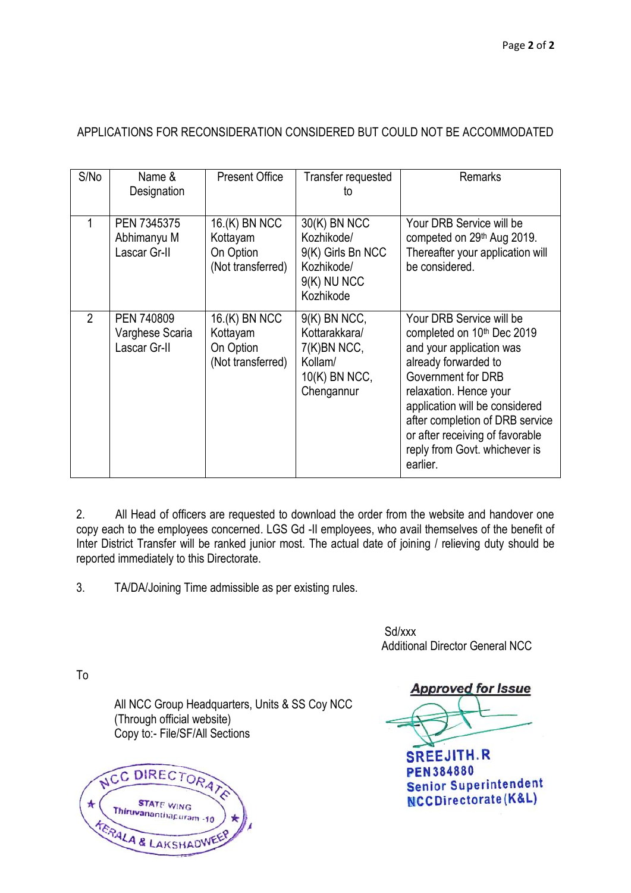APPLICATIONS FOR RECONSIDERATION CONSIDERED BUT COULD NOT BE ACCOMMODATED

| S/No | Name & Designation | Present Office | Transfer requested to | Remarks |
|---|---|---|---|---|
| 1 | PEN 7345375 Abhimanyu M Lascar Gr-II | 16.(K) BN NCC Kottayam On Option (Not transferred) | 30(K) BN NCC Kozhikode/ 9(K) Girls Bn NCC Kozhikode/ 9(K) NU NCC Kozhikode | Your DRB Service will be competed on 29th Aug 2019. Thereafter your application will be considered. |
| 2 | PEN 740809 Varghese Scaria Lascar Gr-II | 16.(K) BN NCC Kottayam On Option (Not transferred) | 9(K) BN NCC, Kottarakkara/ 7(K)BN NCC, Kollam/ 10(K) BN NCC, Chengannur | Your DRB Service will be completed on 10th Dec 2019 and your application was already forwarded to Government for DRB relaxation. Hence your application will be considered after completion of DRB service or after receiving of favorable reply from Govt. whichever is earlier. |

2. All Head of officers are requested to download the order from the website and handover one copy each to the employees concerned. LGS Gd -II employees, who avail themselves of the benefit of Inter District Transfer will be ranked junior most. The actual date of joining / relieving duty should be reported immediately to this Directorate.

3. TA/DA/Joining Time admissible as per existing rules.

Sd/xxx
Additional Director General NCC

To

All NCC Group Headquarters, Units & SS Coy NCC
(Through official website)
Copy to:- File/SF/All Sections

Approved for Issue

SREEJITH.R
PEN 384880
Senior Superintendent
NCC Directorate (K&L)

NCC DIRECTORATE
STATE WING
Thiruvananthapuram -10
KERALA & LAKSHADWEEP